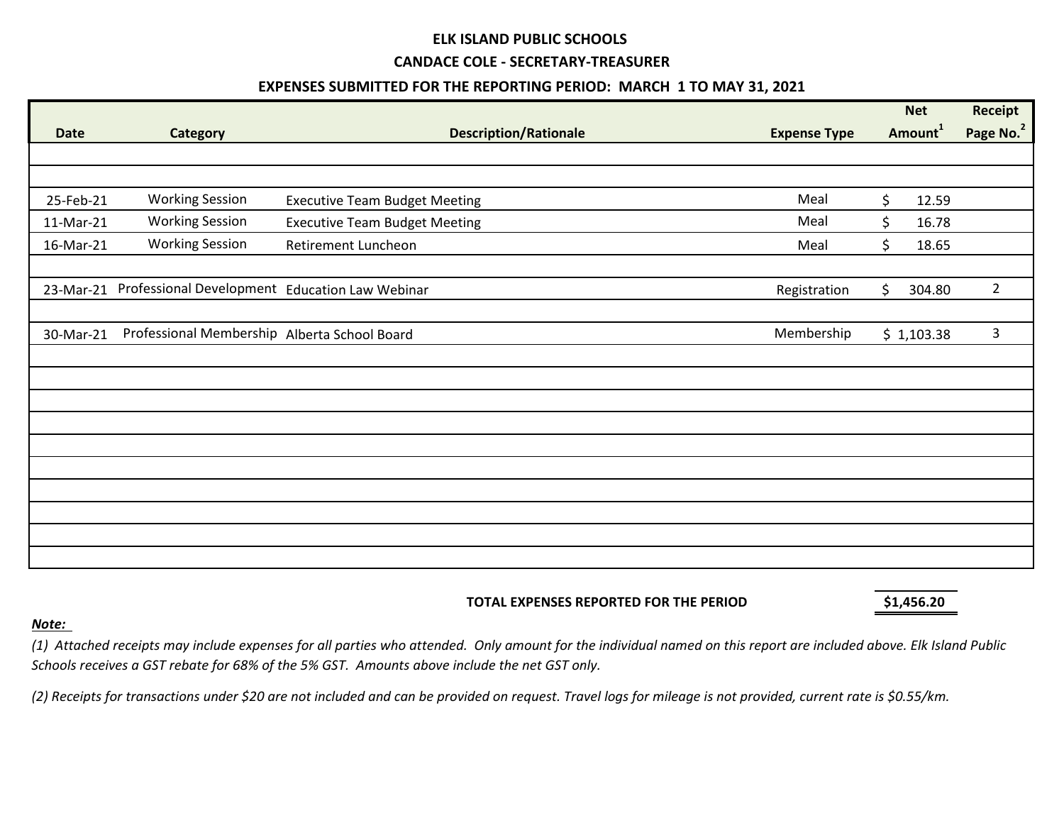**ELK ISLAND PUBLIC SCHOOLS**

**CANDACE COLE - SECRETARY-TREASURER**

**EXPENSES SUBMITTED FOR THE REPORTING PERIOD: MARCH 1 TO MAY 31, 2021**

| Date | Category | Description/Rationale | Expense Type | Net Amount[1] | Receipt Page No.[2] |
|---|---|---|---|---|---|
| 25-Feb-21 | Working Session | Executive Team Budget Meeting | Meal | $ 12.59 | |
| 11-Mar-21 | Working Session | Executive Team Budget Meeting | Meal | $ 16.78 | |
| 16-Mar-21 | Working Session | Retirement Luncheon | Meal | $ 18.65 | |
| 23-Mar-21 | Professional Development | Education Law Webinar | Registration | $ 304.80 | 2 |
| 30-Mar-21 | Professional Membership | Alberta School Board | Membership | $ 1,103.38 | 3 |

**TOTAL EXPENSES REPORTED FOR THE PERIOD** **$1,456.20**

***Note:***

*(1) Attached receipts may include expenses for all parties who attended. Only amount for the individual named on this report are included above. Elk Island Public Schools receives a GST rebate for 68% of the 5% GST. Amounts above include the net GST only.*

*(2) Receipts for transactions under $20 are not included and can be provided on request. Travel logs for mileage is not provided, current rate is $0.55/km.*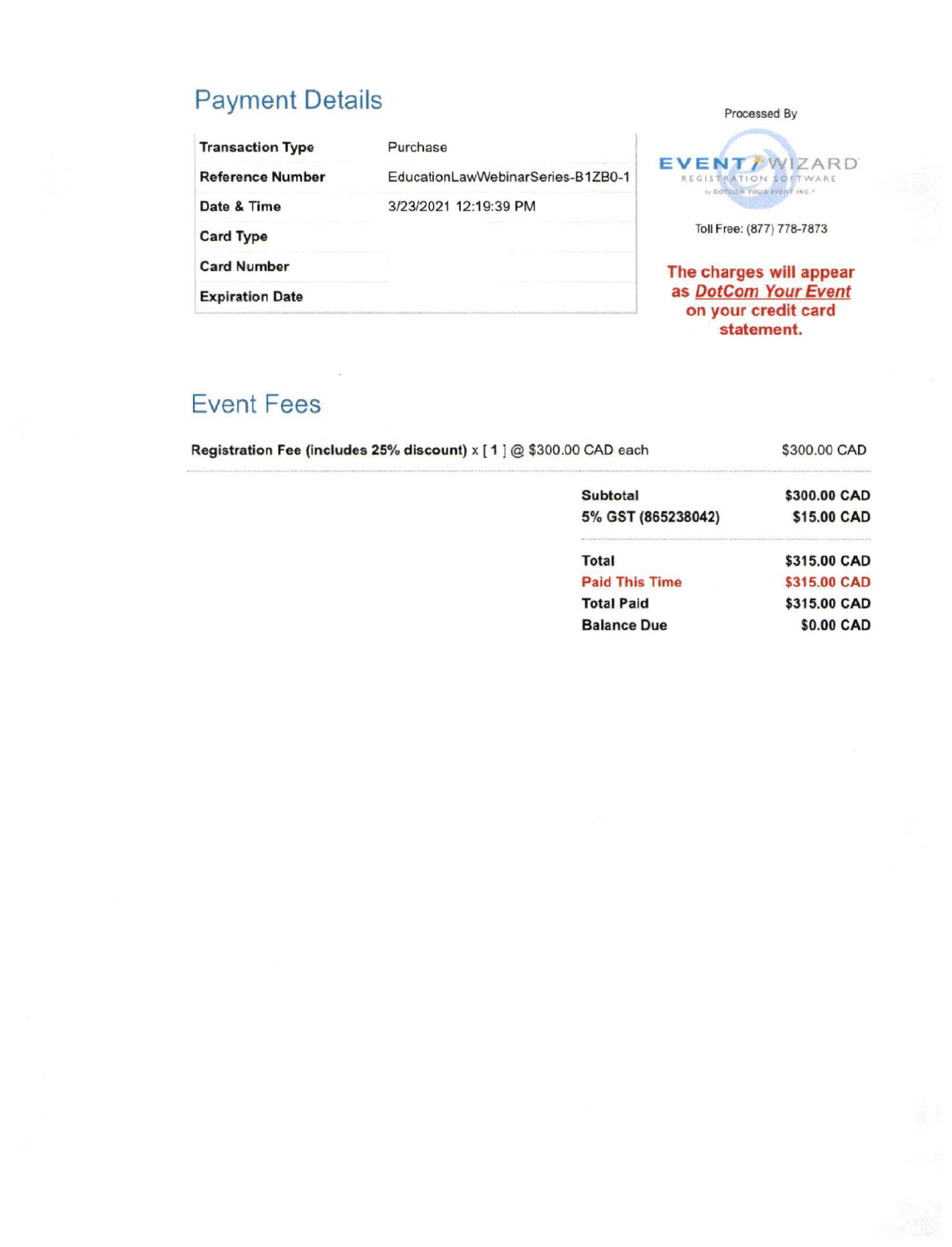## Payment Details

| | |
|---|---|
| **Transaction Type** | Purchase |
| **Reference Number** | EducationLawWebinarSeries-B1ZB0-1 |
| **Date & Time** | 3/23/2021 12:19:39 PM |
| **Card Type** | |
| **Card Number** | |
| **Expiration Date** | |

Processed By

EVENT WIZARD
REGISTRATION SOFTWARE
by DOTCOM YOUR EVENT INC.

Toll Free: (877) 778-7873

**The charges will appear as *DotCom Your Event* on your credit card statement.**

## Event Fees

| | |
|---|---|
| **Registration Fee (includes 25% discount)** x [ **1** ] @ $300.00 CAD each | $300.00 CAD |

| | |
|---|---|
| **Subtotal** | **$300.00 CAD** |
| **5% GST (865238042)** | **$15.00 CAD** |
| **Total** | **$315.00 CAD** |
| **Paid This Time** | **$315.00 CAD** |
| **Total Paid** | **$315.00 CAD** |
| **Balance Due** | **$0.00 CAD** |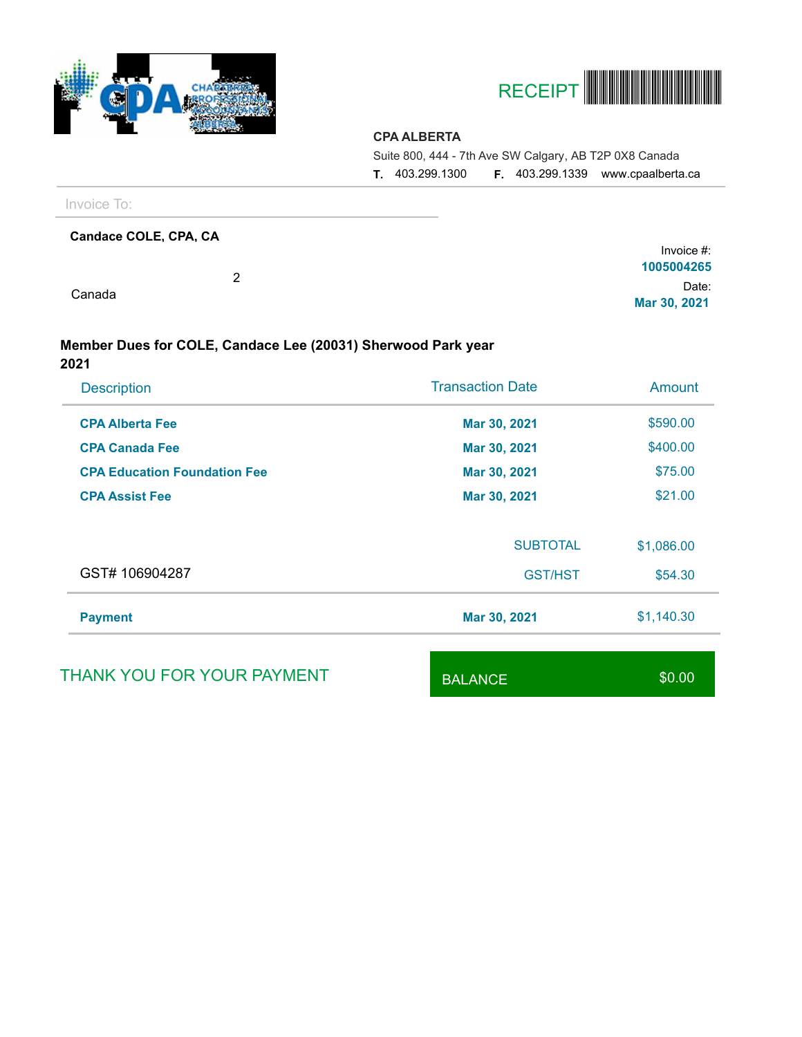RECEIPT

**CPA ALBERTA**

Suite 800, 444 - 7th Ave SW Calgary, AB T2P 0X8 Canada

**T.** 403.299.1300 **F.** 403.299.1339 www.cpaalberta.ca

Invoice To:

**Candace COLE, CPA, CA**

2

Canada

Invoice #: **1005004265**

Date: **Mar 30, 2021**

**Member Dues for COLE, Candace Lee (20031) Sherwood Park year 2021**

| Description | Transaction Date | Amount |
|---|---|---|
| **CPA Alberta Fee** | **Mar 30, 2021** | $590.00 |
| **CPA Canada Fee** | **Mar 30, 2021** | $400.00 |
| **CPA Education Foundation Fee** | **Mar 30, 2021** | $75.00 |
| **CPA Assist Fee** | **Mar 30, 2021** | $21.00 |
| | SUBTOTAL | $1,086.00 |
| GST# 106904287 | GST/HST | $54.30 |
| **Payment** | **Mar 30, 2021** | $1,140.30 |

THANK YOU FOR YOUR PAYMENT

BALANCE $0.00